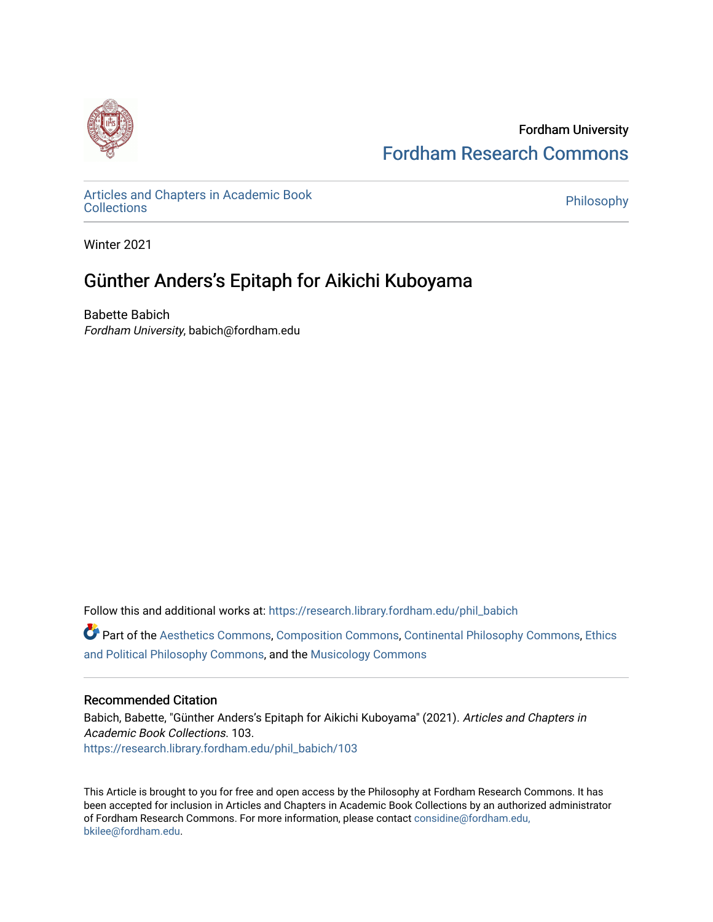Fordham University

Fordham Research Commons

Articles and Chapters in Academic Book Collections

Philosophy

Winter 2021

# Günther Anders's Epitaph for Aikichi Kuboyama

Babette Babich
*Fordham University*, babich@fordham.edu

Follow this and additional works at: https://research.library.fordham.edu/phil_babich

Part of the Aesthetics Commons, Composition Commons, Continental Philosophy Commons, Ethics and Political Philosophy Commons, and the Musicology Commons

## Recommended Citation

Babich, Babette, "Günther Anders's Epitaph for Aikichi Kuboyama" (2021). *Articles and Chapters in Academic Book Collections*. 103.
https://research.library.fordham.edu/phil_babich/103

This Article is brought to you for free and open access by the Philosophy at Fordham Research Commons. It has been accepted for inclusion in Articles and Chapters in Academic Book Collections by an authorized administrator of Fordham Research Commons. For more information, please contact considine@fordham.edu, bkilee@fordham.edu.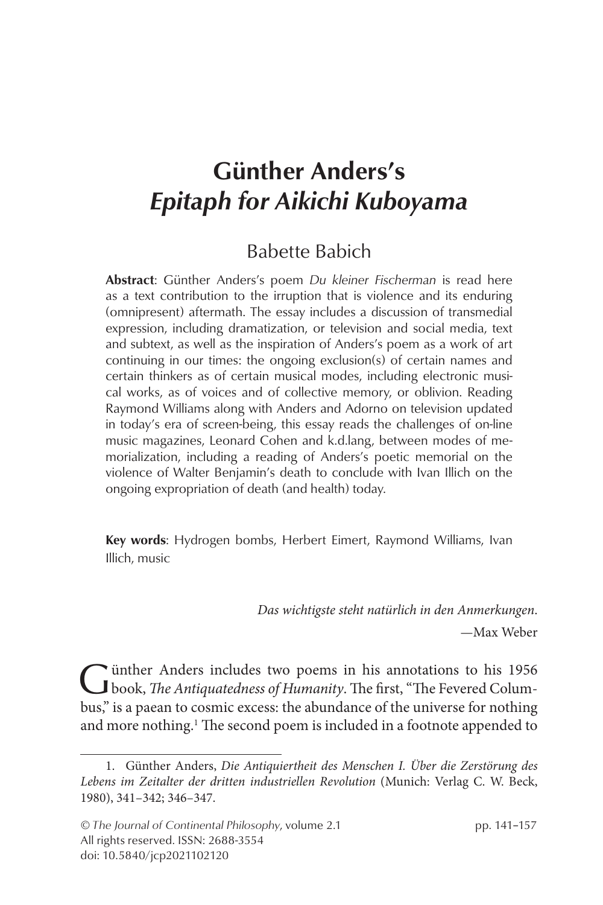# Günther Anders's *Epitaph for Aikichi Kuboyama*

Babette Babich

**Abstract**: Günther Anders's poem *Du kleiner Fischerman* is read here as a text contribution to the irruption that is violence and its enduring (omnipresent) aftermath. The essay includes a discussion of transmedial expression, including dramatization, or television and social media, text and subtext, as well as the inspiration of Anders's poem as a work of art continuing in our times: the ongoing exclusion(s) of certain names and certain thinkers as of certain musical modes, including electronic musical works, as of voices and of collective memory, or oblivion. Reading Raymond Williams along with Anders and Adorno on television updated in today's era of screen-being, this essay reads the challenges of on-line music magazines, Leonard Cohen and k.d.lang, between modes of memorialization, including a reading of Anders's poetic memorial on the violence of Walter Benjamin's death to conclude with Ivan Illich on the ongoing expropriation of death (and health) today.

**Key words**: Hydrogen bombs, Herbert Eimert, Raymond Williams, Ivan Illich, music

> *Das wichtigste steht natürlich in den Anmerkungen.*
>
> —Max Weber

Günther Anders includes two poems in his annotations to his 1956 book, *The Antiquatedness of Humanity*. The first, "The Fevered Columbus," is a paean to cosmic excess: the abundance of the universe for nothing and more nothing.[1] The second poem is included in a footnote appended to

---

1. Günther Anders, *Die Antiquiertheit des Menschen I. Über die Zerstörung des Lebens im Zeitalter der dritten industriellen Revolution* (Munich: Verlag C. W. Beck, 1980), 341–342; 346–347.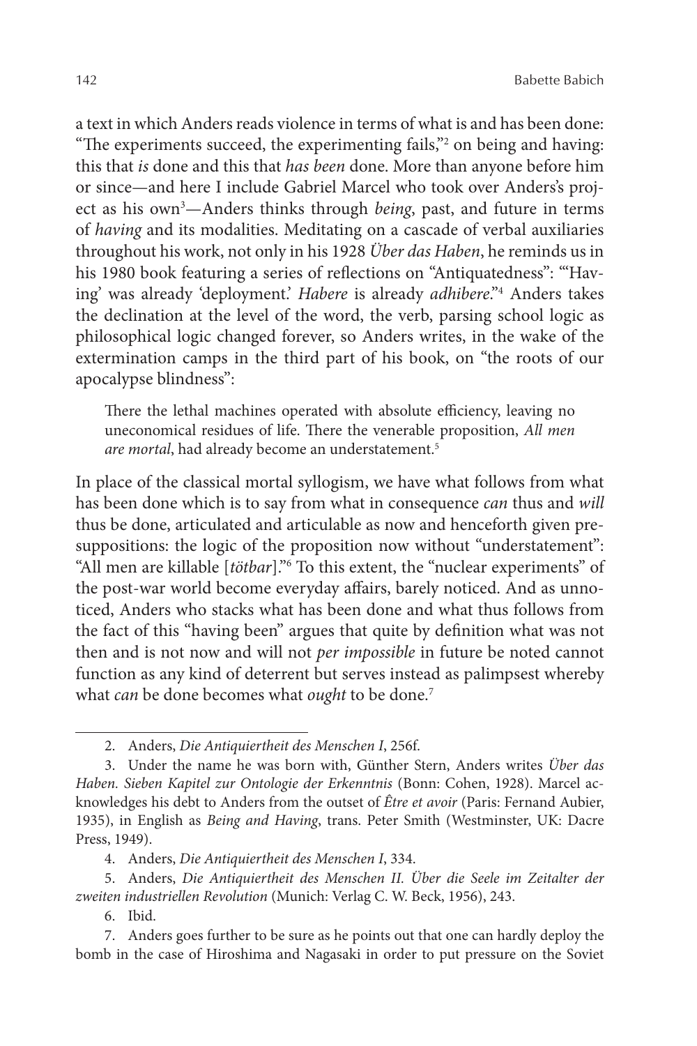a text in which Anders reads violence in terms of what is and has been done: "The experiments succeed, the experimenting fails,"[2] on being and having: this that *is* done and this that *has been* done. More than anyone before him or since—and here I include Gabriel Marcel who took over Anders's project as his own[3]—Anders thinks through *being*, past, and future in terms of *having* and its modalities. Meditating on a cascade of verbal auxiliaries throughout his work, not only in his 1928 *Über das Haben*, he reminds us in his 1980 book featuring a series of reflections on "Antiquatedness": "'Having' was already 'deployment.' *Habere* is already *adhibere*."[4] Anders takes the declination at the level of the word, the verb, parsing school logic as philosophical logic changed forever, so Anders writes, in the wake of the extermination camps in the third part of his book, on "the roots of our apocalypse blindness":

> There the lethal machines operated with absolute efficiency, leaving no uneconomical residues of life. There the venerable proposition, *All men are mortal*, had already become an understatement.[5]

In place of the classical mortal syllogism, we have what follows from what has been done which is to say from what in consequence *can* thus and *will* thus be done, articulated and articulable as now and henceforth given presuppositions: the logic of the proposition now without "understatement": "All men are killable [*tötbar*]."[6] To this extent, the "nuclear experiments" of the post-war world become everyday affairs, barely noticed. And as unnoticed, Anders who stacks what has been done and what thus follows from the fact of this "having been" argues that quite by definition what was not then and is not now and will not *per impossible* in future be noted cannot function as any kind of deterrent but serves instead as palimpsest whereby what *can* be done becomes what *ought* to be done.[7]

---

2. Anders, *Die Antiquiertheit des Menschen I*, 256f.

3. Under the name he was born with, Günther Stern, Anders writes *Über das Haben. Sieben Kapitel zur Ontologie der Erkenntnis* (Bonn: Cohen, 1928). Marcel acknowledges his debt to Anders from the outset of *Être et avoir* (Paris: Fernand Aubier, 1935), in English as *Being and Having*, trans. Peter Smith (Westminster, UK: Dacre Press, 1949).

4. Anders, *Die Antiquiertheit des Menschen I*, 334.

5. Anders, *Die Antiquiertheit des Menschen II. Über die Seele im Zeitalter der zweiten industriellen Revolution* (Munich: Verlag C. W. Beck, 1956), 243.

6. Ibid.

7. Anders goes further to be sure as he points out that one can hardly deploy the bomb in the case of Hiroshima and Nagasaki in order to put pressure on the Soviet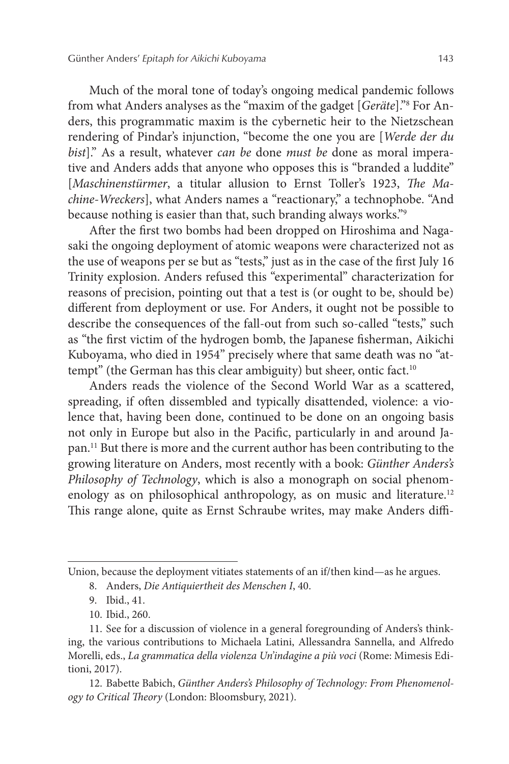Much of the moral tone of today's ongoing medical pandemic follows from what Anders analyses as the "maxim of the gadget [*Geräte*]."[8] For Anders, this programmatic maxim is the cybernetic heir to the Nietzschean rendering of Pindar's injunction, "become the one you are [*Werde der du bist*]." As a result, whatever *can be* done *must be* done as moral imperative and Anders adds that anyone who opposes this is "branded a luddite" [*Maschinenstürmer*, a titular allusion to Ernst Toller's 1923, *The Machine-Wreckers*], what Anders names a "reactionary," a technophobe. "And because nothing is easier than that, such branding always works."[9]

After the first two bombs had been dropped on Hiroshima and Nagasaki the ongoing deployment of atomic weapons were characterized not as the use of weapons per se but as "tests," just as in the case of the first July 16 Trinity explosion. Anders refused this "experimental" characterization for reasons of precision, pointing out that a test is (or ought to be, should be) different from deployment or use. For Anders, it ought not be possible to describe the consequences of the fall-out from such so-called "tests," such as "the first victim of the hydrogen bomb, the Japanese fisherman, Aikichi Kuboyama, who died in 1954" precisely where that same death was no "attempt" (the German has this clear ambiguity) but sheer, ontic fact.[10]

Anders reads the violence of the Second World War as a scattered, spreading, if often dissembled and typically disattended, violence: a violence that, having been done, continued to be done on an ongoing basis not only in Europe but also in the Pacific, particularly in and around Japan.[11] But there is more and the current author has been contributing to the growing literature on Anders, most recently with a book: *Günther Anders's Philosophy of Technology*, which is also a monograph on social phenomenology as on philosophical anthropology, as on music and literature.[12] This range alone, quite as Ernst Schraube writes, may make Anders diffi-

---

Union, because the deployment vitiates statements of an if/then kind—as he argues.

8. Anders, *Die Antiquiertheit des Menschen I*, 40.

9. Ibid., 41.

10. Ibid., 260.

11. See for a discussion of violence in a general foregrounding of Anders's thinking, the various contributions to Michaela Latini, Allessandra Sannella, and Alfredo Morelli, eds., *La grammatica della violenza Un'indagine a più voci* (Rome: Mimesis Editioni, 2017).

12. Babette Babich, *Günther Anders's Philosophy of Technology: From Phenomenology to Critical Theory* (London: Bloomsbury, 2021).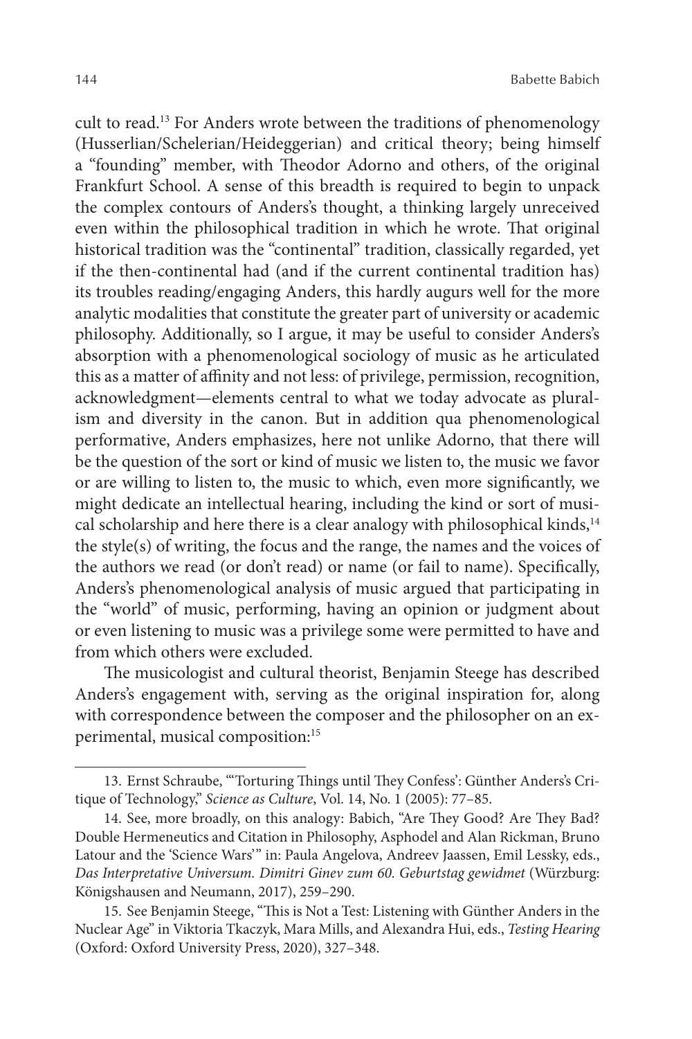cult to read.[13] For Anders wrote between the traditions of phenomenology (Husserlian/Schelerian/Heideggerian) and critical theory; being himself a "founding" member, with Theodor Adorno and others, of the original Frankfurt School. A sense of this breadth is required to begin to unpack the complex contours of Anders's thought, a thinking largely unreceived even within the philosophical tradition in which he wrote. That original historical tradition was the "continental" tradition, classically regarded, yet if the then-continental had (and if the current continental tradition has) its troubles reading/engaging Anders, this hardly augurs well for the more analytic modalities that constitute the greater part of university or academic philosophy. Additionally, so I argue, it may be useful to consider Anders's absorption with a phenomenological sociology of music as he articulated this as a matter of affinity and not less: of privilege, permission, recognition, acknowledgment—elements central to what we today advocate as pluralism and diversity in the canon. But in addition qua phenomenological performative, Anders emphasizes, here not unlike Adorno, that there will be the question of the sort or kind of music we listen to, the music we favor or are willing to listen to, the music to which, even more significantly, we might dedicate an intellectual hearing, including the kind or sort of musical scholarship and here there is a clear analogy with philosophical kinds,[14] the style(s) of writing, the focus and the range, the names and the voices of the authors we read (or don't read) or name (or fail to name). Specifically, Anders's phenomenological analysis of music argued that participating in the "world" of music, performing, having an opinion or judgment about or even listening to music was a privilege some were permitted to have and from which others were excluded.

The musicologist and cultural theorist, Benjamin Steege has described Anders's engagement with, serving as the original inspiration for, along with correspondence between the composer and the philosopher on an experimental, musical composition:[15]

---

13. Ernst Schraube, "'Torturing Things until They Confess': Günther Anders's Critique of Technology," *Science as Culture*, Vol. 14, No. 1 (2005): 77–85.

14. See, more broadly, on this analogy: Babich, "Are They Good? Are They Bad? Double Hermeneutics and Citation in Philosophy, Asphodel and Alan Rickman, Bruno Latour and the 'Science Wars'" in: Paula Angelova, Andreev Jaassen, Emil Lessky, eds., *Das Interpretative Universum. Dimitri Ginev zum 60. Geburtstag gewidmet* (Würzburg: Königshausen and Neumann, 2017), 259–290.

15. See Benjamin Steege, "This is Not a Test: Listening with Günther Anders in the Nuclear Age" in Viktoria Tkaczyk, Mara Mills, and Alexandra Hui, eds., *Testing Hearing* (Oxford: Oxford University Press, 2020), 327–348.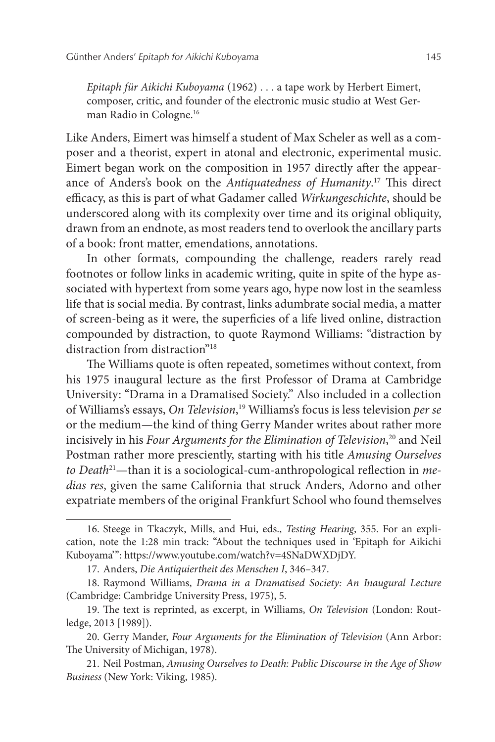> *Epitaph für Aikichi Kuboyama* (1962) . . . a tape work by Herbert Eimert, composer, critic, and founder of the electronic music studio at West German Radio in Cologne.[16]

Like Anders, Eimert was himself a student of Max Scheler as well as a composer and a theorist, expert in atonal and electronic, experimental music. Eimert began work on the composition in 1957 directly after the appearance of Anders's book on the *Antiquatedness of Humanity*.[17] This direct efficacy, as this is part of what Gadamer called *Wirkungegeschichte*, should be underscored along with its complexity over time and its original obliquity, drawn from an endnote, as most readers tend to overlook the ancillary parts of a book: front matter, emendations, annotations.

In other formats, compounding the challenge, readers rarely read footnotes or follow links in academic writing, quite in spite of the hype associated with hypertext from some years ago, hype now lost in the seamless life that is social media. By contrast, links adumbrate social media, a matter of screen-being as it were, the superficies of a life lived online, distraction compounded by distraction, to quote Raymond Williams: "distraction by distraction from distraction"[18]

The Williams quote is often repeated, sometimes without context, from his 1975 inaugural lecture as the first Professor of Drama at Cambridge University: "Drama in a Dramatised Society." Also included in a collection of Williams's essays, *On Television*,[19] Williams's focus is less television *per se* or the medium—the kind of thing Gerry Mander writes about rather more incisively in his *Four Arguments for the Elimination of Television*,[20] and Neil Postman rather more presciently, starting with his title *Amusing Ourselves to Death*[21]—than it is a sociological-cum-anthropological reflection in *medias res*, given the same California that struck Anders, Adorno and other expatriate members of the original Frankfurt School who found themselves

---

16. Steege in Tkaczyk, Mills, and Hui, eds., *Testing Hearing*, 355. For an explication, note the 1:28 min track: "About the techniques used in 'Epitaph for Aikichi Kuboyama'": https://www.youtube.com/watch?v=4SNaDWXDjDY.

17. Anders, *Die Antiquiertheit des Menschen I*, 346–347.

18. Raymond Williams, *Drama in a Dramatised Society: An Inaugural Lecture* (Cambridge: Cambridge University Press, 1975), 5.

19. The text is reprinted, as excerpt, in Williams, *On Television* (London: Routledge, 2013 [1989]).

20. Gerry Mander, *Four Arguments for the Elimination of Television* (Ann Arbor: The University of Michigan, 1978).

21. Neil Postman, *Amusing Ourselves to Death: Public Discourse in the Age of Show Business* (New York: Viking, 1985).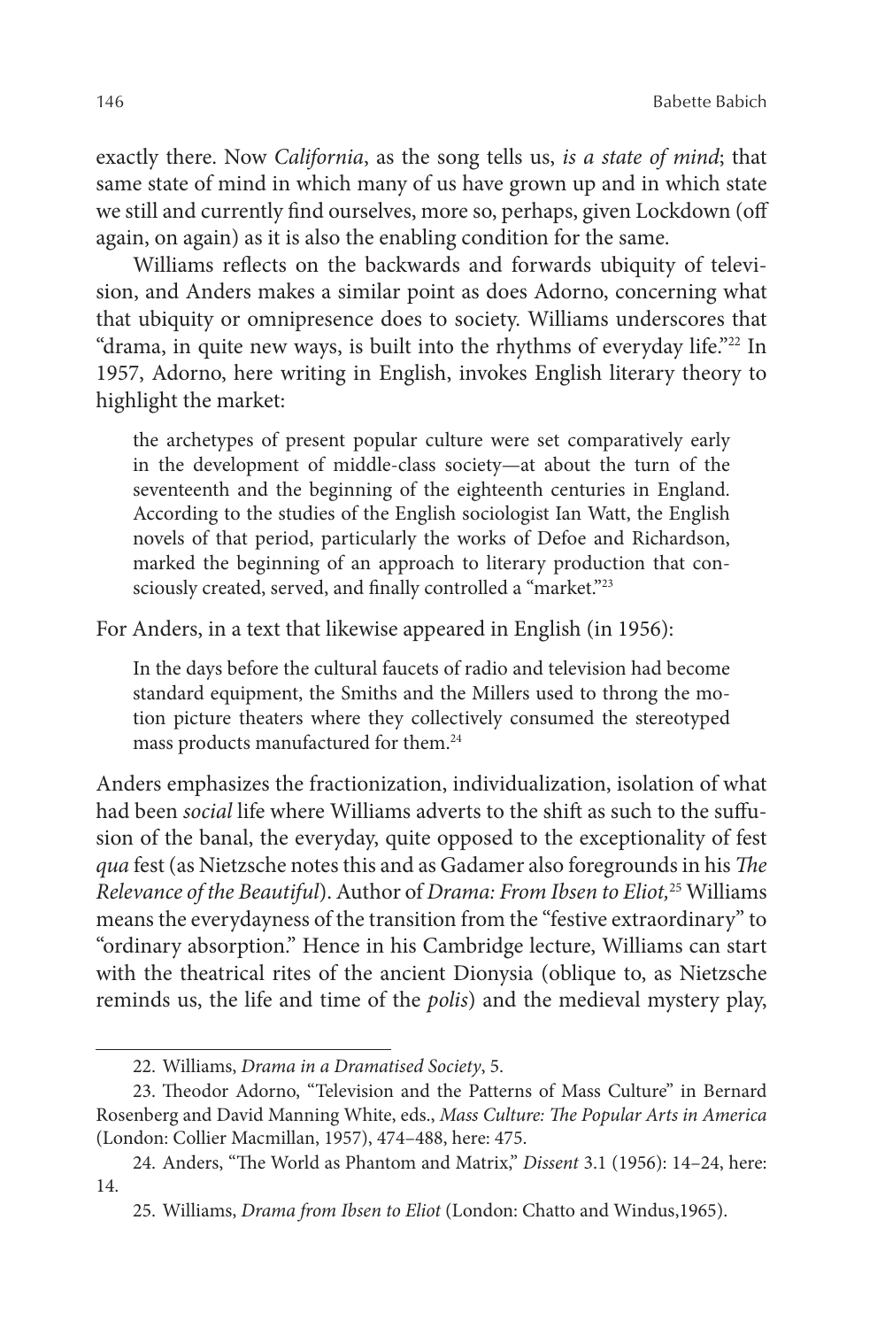exactly there. Now *California*, as the song tells us, *is a state of mind*; that same state of mind in which many of us have grown up and in which state we still and currently find ourselves, more so, perhaps, given Lockdown (off again, on again) as it is also the enabling condition for the same.

Williams reflects on the backwards and forwards ubiquity of television, and Anders makes a similar point as does Adorno, concerning what that ubiquity or omnipresence does to society. Williams underscores that "drama, in quite new ways, is built into the rhythms of everyday life."[22] In 1957, Adorno, here writing in English, invokes English literary theory to highlight the market:

> the archetypes of present popular culture were set comparatively early in the development of middle-class society—at about the turn of the seventeenth and the beginning of the eighteenth centuries in England. According to the studies of the English sociologist Ian Watt, the English novels of that period, particularly the works of Defoe and Richardson, marked the beginning of an approach to literary production that consciously created, served, and finally controlled a "market."[23]

For Anders, in a text that likewise appeared in English (in 1956):

> In the days before the cultural faucets of radio and television had become standard equipment, the Smiths and the Millers used to throng the motion picture theaters where they collectively consumed the stereotyped mass products manufactured for them.[24]

Anders emphasizes the fractionization, individualization, isolation of what had been *social* life where Williams adverts to the shift as such to the suffusion of the banal, the everyday, quite opposed to the exceptionality of fest *qua* fest (as Nietzsche notes this and as Gadamer also foregrounds in his *The Relevance of the Beautiful*). Author of *Drama: From Ibsen to Eliot,*[25] Williams means the everydayness of the transition from the "festive extraordinary" to "ordinary absorption." Hence in his Cambridge lecture, Williams can start with the theatrical rites of the ancient Dionysia (oblique to, as Nietzsche reminds us, the life and time of the *polis*) and the medieval mystery play,

22. Williams, *Drama in a Dramatised Society*, 5.

23. Theodor Adorno, "Television and the Patterns of Mass Culture" in Bernard Rosenberg and David Manning White, eds., *Mass Culture: The Popular Arts in America* (London: Collier Macmillan, 1957), 474–488, here: 475.

24. Anders, "The World as Phantom and Matrix," *Dissent* 3.1 (1956): 14–24, here: 14.

25. Williams, *Drama from Ibsen to Eliot* (London: Chatto and Windus,1965).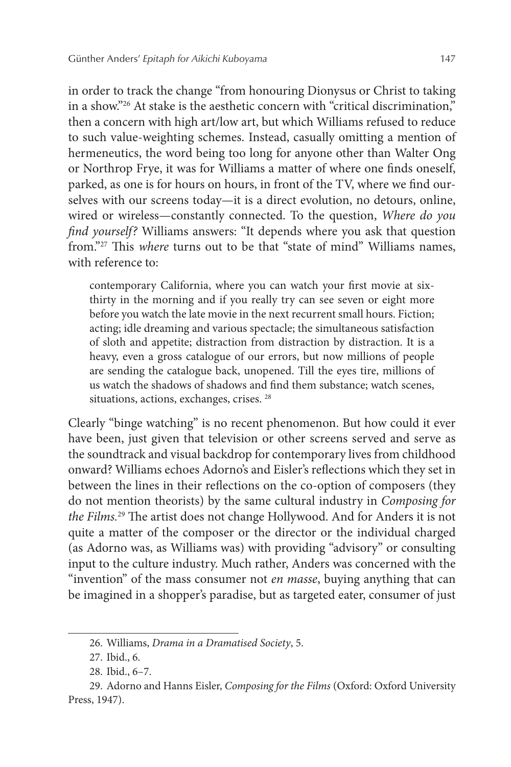in order to track the change "from honouring Dionysus or Christ to taking in a show."[26] At stake is the aesthetic concern with "critical discrimination," then a concern with high art/low art, but which Williams refused to reduce to such value-weighting schemes. Instead, casually omitting a mention of hermeneutics, the word being too long for anyone other than Walter Ong or Northrop Frye, it was for Williams a matter of where one finds oneself, parked, as one is for hours on hours, in front of the TV, where we find ourselves with our screens today—it is a direct evolution, no detours, online, wired or wireless—constantly connected. To the question, *Where do you find yourself?* Williams answers: "It depends where you ask that question from."[27] This *where* turns out to be that "state of mind" Williams names, with reference to:

> contemporary California, where you can watch your first movie at six-thirty in the morning and if you really try can see seven or eight more before you watch the late movie in the next recurrent small hours. Fiction; acting; idle dreaming and various spectacle; the simultaneous satisfaction of sloth and appetite; distraction from distraction by distraction. It is a heavy, even a gross catalogue of our errors, but now millions of people are sending the catalogue back, unopened. Till the eyes tire, millions of us watch the shadows of shadows and find them substance; watch scenes, situations, actions, exchanges, crises. [28]

Clearly "binge watching" is no recent phenomenon. But how could it ever have been, just given that television or other screens served and serve as the soundtrack and visual backdrop for contemporary lives from childhood onward? Williams echoes Adorno's and Eisler's reflections which they set in between the lines in their reflections on the co-option of composers (they do not mention theorists) by the same cultural industry in *Composing for the Films*.[29] The artist does not change Hollywood. And for Anders it is not quite a matter of the composer or the director or the individual charged (as Adorno was, as Williams was) with providing "advisory" or consulting input to the culture industry. Much rather, Anders was concerned with the "invention" of the mass consumer not *en masse*, buying anything that can be imagined in a shopper's paradise, but as targeted eater, consumer of just

---

26. Williams, *Drama in a Dramatised Society*, 5.

27. Ibid., 6.

28. Ibid., 6–7.

29. Adorno and Hanns Eisler, *Composing for the Films* (Oxford: Oxford University Press, 1947).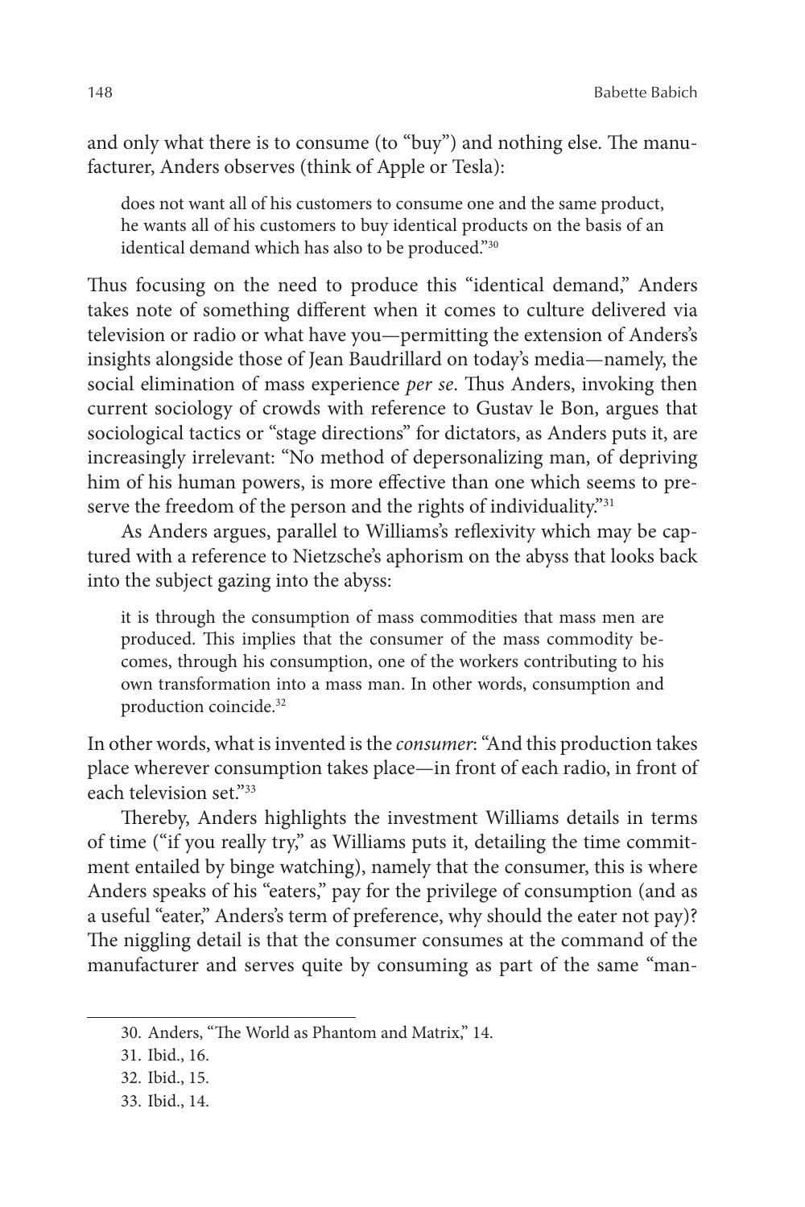and only what there is to consume (to "buy") and nothing else. The manufacturer, Anders observes (think of Apple or Tesla):

> does not want all of his customers to consume one and the same product, he wants all of his customers to buy identical products on the basis of an identical demand which has also to be produced."[30]

Thus focusing on the need to produce this "identical demand," Anders takes note of something different when it comes to culture delivered via television or radio or what have you—permitting the extension of Anders's insights alongside those of Jean Baudrillard on today's media—namely, the social elimination of mass experience *per se*. Thus Anders, invoking then current sociology of crowds with reference to Gustav le Bon, argues that sociological tactics or "stage directions" for dictators, as Anders puts it, are increasingly irrelevant: "No method of depersonalizing man, of depriving him of his human powers, is more effective than one which seems to preserve the freedom of the person and the rights of individuality."[31]

As Anders argues, parallel to Williams's reflexivity which may be captured with a reference to Nietzsche's aphorism on the abyss that looks back into the subject gazing into the abyss:

> it is through the consumption of mass commodities that mass men are produced. This implies that the consumer of the mass commodity becomes, through his consumption, one of the workers contributing to his own transformation into a mass man. In other words, consumption and production coincide.[32]

In other words, what is invented is the *consumer*: "And this production takes place wherever consumption takes place—in front of each radio, in front of each television set."[33]

Thereby, Anders highlights the investment Williams details in terms of time ("if you really try," as Williams puts it, detailing the time commitment entailed by binge watching), namely that the consumer, this is where Anders speaks of his "eaters," pay for the privilege of consumption (and as a useful "eater," Anders's term of preference, why should the eater not pay)? The niggling detail is that the consumer consumes at the command of the manufacturer and serves quite by consuming as part of the same "man-

---

30. Anders, "The World as Phantom and Matrix," 14.

31. Ibid., 16.

32. Ibid., 15.

33. Ibid., 14.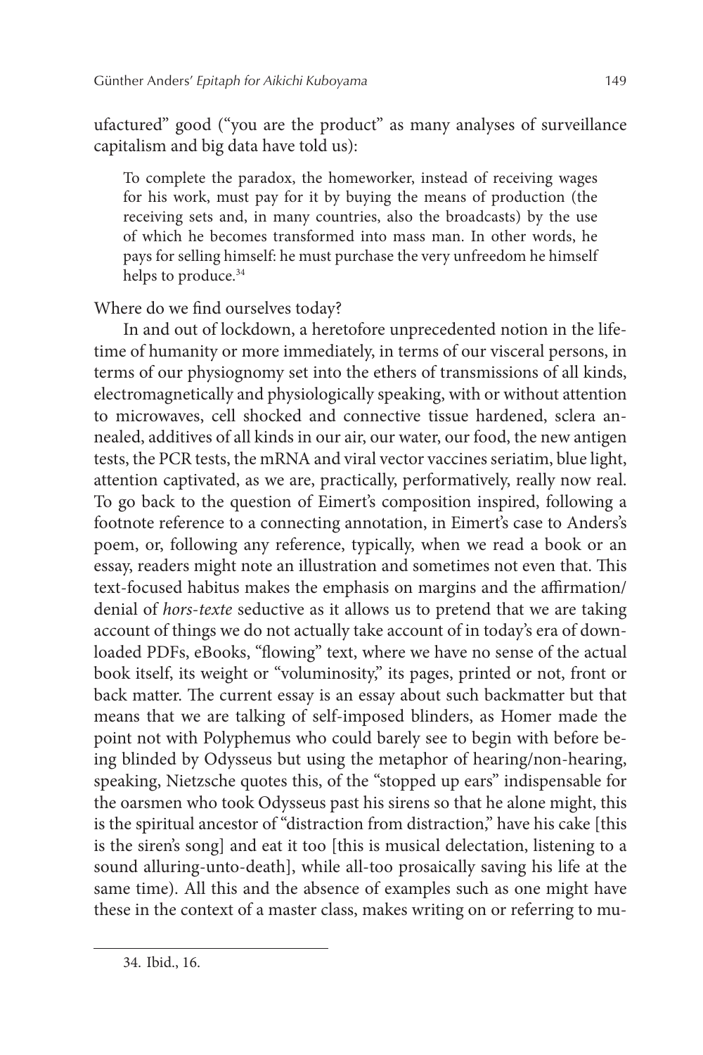ufactured" good ("you are the product" as many analyses of surveillance capitalism and big data have told us):

> To complete the paradox, the homeworker, instead of receiving wages for his work, must pay for it by buying the means of production (the receiving sets and, in many countries, also the broadcasts) by the use of which he becomes transformed into mass man. In other words, he pays for selling himself: he must purchase the very unfreedom he himself helps to produce.[34]

Where do we find ourselves today?

In and out of lockdown, a heretofore unprecedented notion in the lifetime of humanity or more immediately, in terms of our visceral persons, in terms of our physiognomy set into the ethers of transmissions of all kinds, electromagnetically and physiologically speaking, with or without attention to microwaves, cell shocked and connective tissue hardened, sclera annealed, additives of all kinds in our air, our water, our food, the new antigen tests, the PCR tests, the mRNA and viral vector vaccines seriatim, blue light, attention captivated, as we are, practically, performatively, really now real. To go back to the question of Eimert's composition inspired, following a footnote reference to a connecting annotation, in Eimert's case to Anders's poem, or, following any reference, typically, when we read a book or an essay, readers might note an illustration and sometimes not even that. This text-focused habitus makes the emphasis on margins and the affirmation/denial of *hors-texte* seductive as it allows us to pretend that we are taking account of things we do not actually take account of in today's era of downloaded PDFs, eBooks, "flowing" text, where we have no sense of the actual book itself, its weight or "voluminosity," its pages, printed or not, front or back matter. The current essay is an essay about such backmatter but that means that we are talking of self-imposed blinders, as Homer made the point not with Polyphemus who could barely see to begin with before being blinded by Odysseus but using the metaphor of hearing/non-hearing, speaking, Nietzsche quotes this, of the "stopped up ears" indispensable for the oarsmen who took Odysseus past his sirens so that he alone might, this is the spiritual ancestor of "distraction from distraction," have his cake [this is the siren's song] and eat it too [this is musical delectation, listening to a sound alluring-unto-death], while all-too prosaically saving his life at the same time). All this and the absence of examples such as one might have these in the context of a master class, makes writing on or referring to mu-

34. Ibid., 16.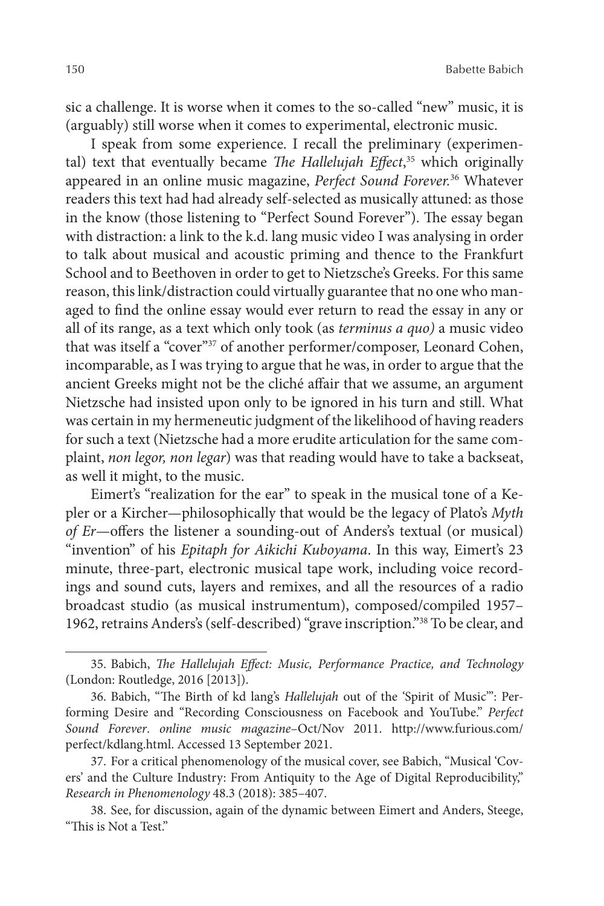sic a challenge. It is worse when it comes to the so-called "new" music, it is (arguably) still worse when it comes to experimental, electronic music.

I speak from some experience. I recall the preliminary (experimental) text that eventually became *The Hallelujah Effect*,[35] which originally appeared in an online music magazine, *Perfect Sound Forever.*[36] Whatever readers this text had had already self-selected as musically attuned: as those in the know (those listening to "Perfect Sound Forever"). The essay began with distraction: a link to the k.d. lang music video I was analysing in order to talk about musical and acoustic priming and thence to the Frankfurt School and to Beethoven in order to get to Nietzsche's Greeks. For this same reason, this link/distraction could virtually guarantee that no one who managed to find the online essay would ever return to read the essay in any or all of its range, as a text which only took (as *terminus a quo)* a music video that was itself a "cover"[37] of another performer/composer, Leonard Cohen, incomparable, as I was trying to argue that he was, in order to argue that the ancient Greeks might not be the cliché affair that we assume, an argument Nietzsche had insisted upon only to be ignored in his turn and still. What was certain in my hermeneutic judgment of the likelihood of having readers for such a text (Nietzsche had a more erudite articulation for the same complaint, *non legor, non legar*) was that reading would have to take a backseat, as well it might, to the music.

Eimert's "realization for the ear" to speak in the musical tone of a Kepler or a Kircher—philosophically that would be the legacy of Plato's *Myth of Er*—offers the listener a sounding-out of Anders's textual (or musical) "invention" of his *Epitaph for Aikichi Kuboyama*. In this way, Eimert's 23 minute, three-part, electronic musical tape work, including voice recordings and sound cuts, layers and remixes, and all the resources of a radio broadcast studio (as musical instrumentum), composed/compiled 1957–1962, retrains Anders's (self-described) "grave inscription."[38] To be clear, and

---

35. Babich, *The Hallelujah Effect: Music, Performance Practice, and Technology* (London: Routledge, 2016 [2013]).

36. Babich, "The Birth of kd lang's *Hallelujah* out of the 'Spirit of Music'": Performing Desire and "Recording Consciousness on Facebook and YouTube." *Perfect Sound Forever*. *online music magazine*–Oct/Nov 2011. http://www.furious.com/perfect/kdlang.html. Accessed 13 September 2021.

37. For a critical phenomenology of the musical cover, see Babich, "Musical 'Covers' and the Culture Industry: From Antiquity to the Age of Digital Reproducibility," *Research in Phenomenology* 48.3 (2018): 385–407.

38. See, for discussion, again of the dynamic between Eimert and Anders, Steege, "This is Not a Test."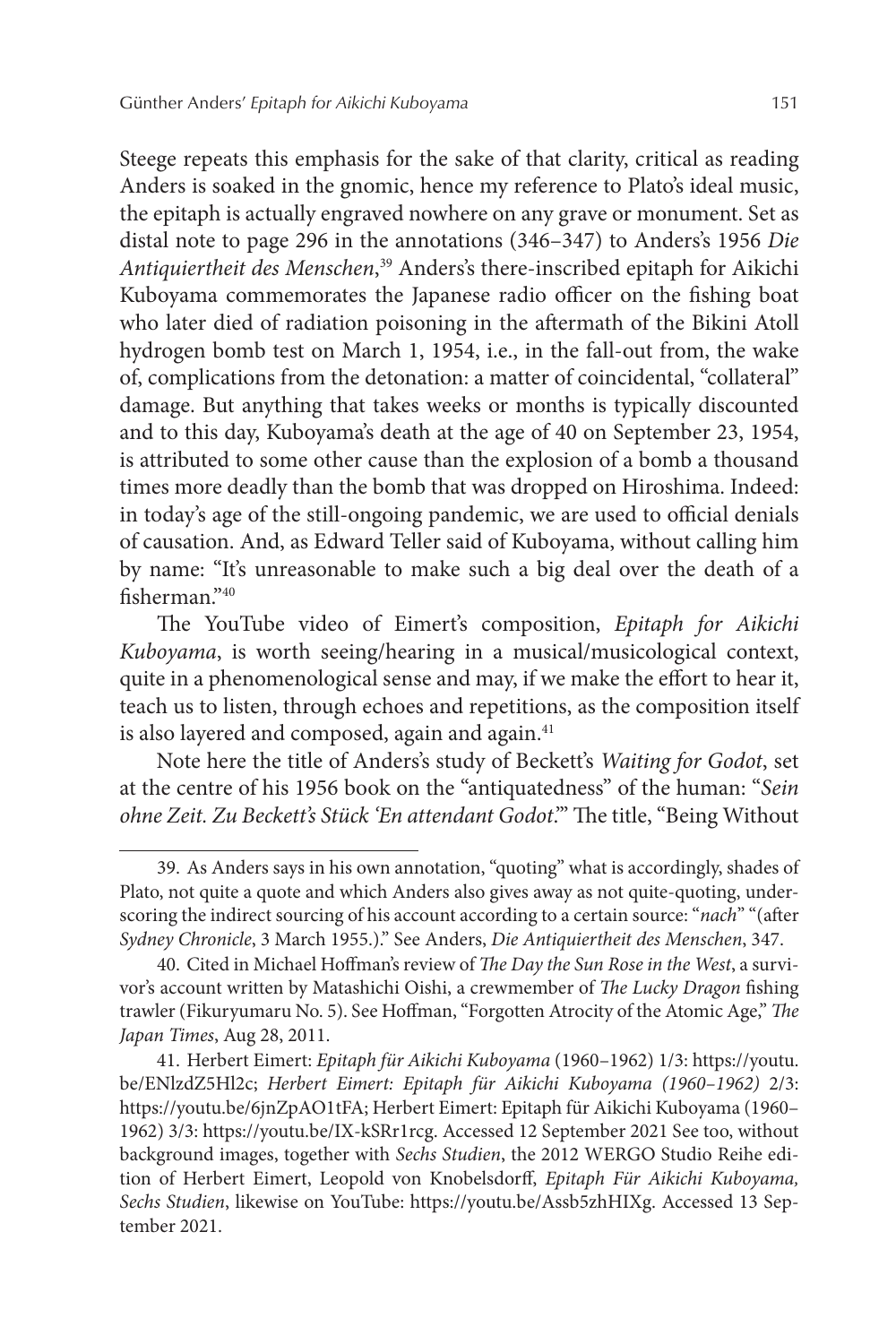Steege repeats this emphasis for the sake of that clarity, critical as reading Anders is soaked in the gnomic, hence my reference to Plato's ideal music, the epitaph is actually engraved nowhere on any grave or monument. Set as distal note to page 296 in the annotations (346–347) to Anders's 1956 *Die Antiquiertheit des Menschen*,[39] Anders's there-inscribed epitaph for Aikichi Kuboyama commemorates the Japanese radio officer on the fishing boat who later died of radiation poisoning in the aftermath of the Bikini Atoll hydrogen bomb test on March 1, 1954, i.e., in the fall-out from, the wake of, complications from the detonation: a matter of coincidental, "collateral" damage. But anything that takes weeks or months is typically discounted and to this day, Kuboyama's death at the age of 40 on September 23, 1954, is attributed to some other cause than the explosion of a bomb a thousand times more deadly than the bomb that was dropped on Hiroshima. Indeed: in today's age of the still-ongoing pandemic, we are used to official denials of causation. And, as Edward Teller said of Kuboyama, without calling him by name: "It's unreasonable to make such a big deal over the death of a fisherman."[40]

The YouTube video of Eimert's composition, *Epitaph for Aikichi Kuboyama*, is worth seeing/hearing in a musical/musicological context, quite in a phenomenological sense and may, if we make the effort to hear it, teach us to listen, through echoes and repetitions, as the composition itself is also layered and composed, again and again.[41]

Note here the title of Anders's study of Beckett's *Waiting for Godot*, set at the centre of his 1956 book on the "antiquatedness" of the human: "*Sein ohne Zeit. Zu Beckett's Stück 'En attendant Godot*.'" The title, "Being Without

---

39. As Anders says in his own annotation, "quoting" what is accordingly, shades of Plato, not quite a quote and which Anders also gives away as not quite-quoting, underscoring the indirect sourcing of his account according to a certain source: "*nach*" "(after *Sydney Chronicle*, 3 March 1955.)." See Anders, *Die Antiquiertheit des Menschen*, 347.

40. Cited in Michael Hoffman's review of *The Day the Sun Rose in the West*, a survivor's account written by Matashichi Oishi, a crewmember of *The Lucky Dragon* fishing trawler (Fikuryumaru No. 5). See Hoffman, "Forgotten Atrocity of the Atomic Age," *The Japan Times*, Aug 28, 2011.

41. Herbert Eimert: *Epitaph für Aikichi Kuboyama* (1960–1962) 1/3: https://youtu.be/ENlzdZ5Hl2c; *Herbert Eimert: Epitaph für Aikichi Kuboyama (1960–1962)* 2/3: https://youtu.be/6jnZpAO1tFA; Herbert Eimert: Epitaph für Aikichi Kuboyama (1960–1962) 3/3: https://youtu.be/IX-kSRr1rcg. Accessed 12 September 2021 See too, without background images, together with *Sechs Studien*, the 2012 WERGO Studio Reihe edition of Herbert Eimert, Leopold von Knobelsdorff, *Epitaph Für Aikichi Kuboyama, Sechs Studien*, likewise on YouTube: https://youtu.be/Assb5zhHIXg. Accessed 13 September 2021.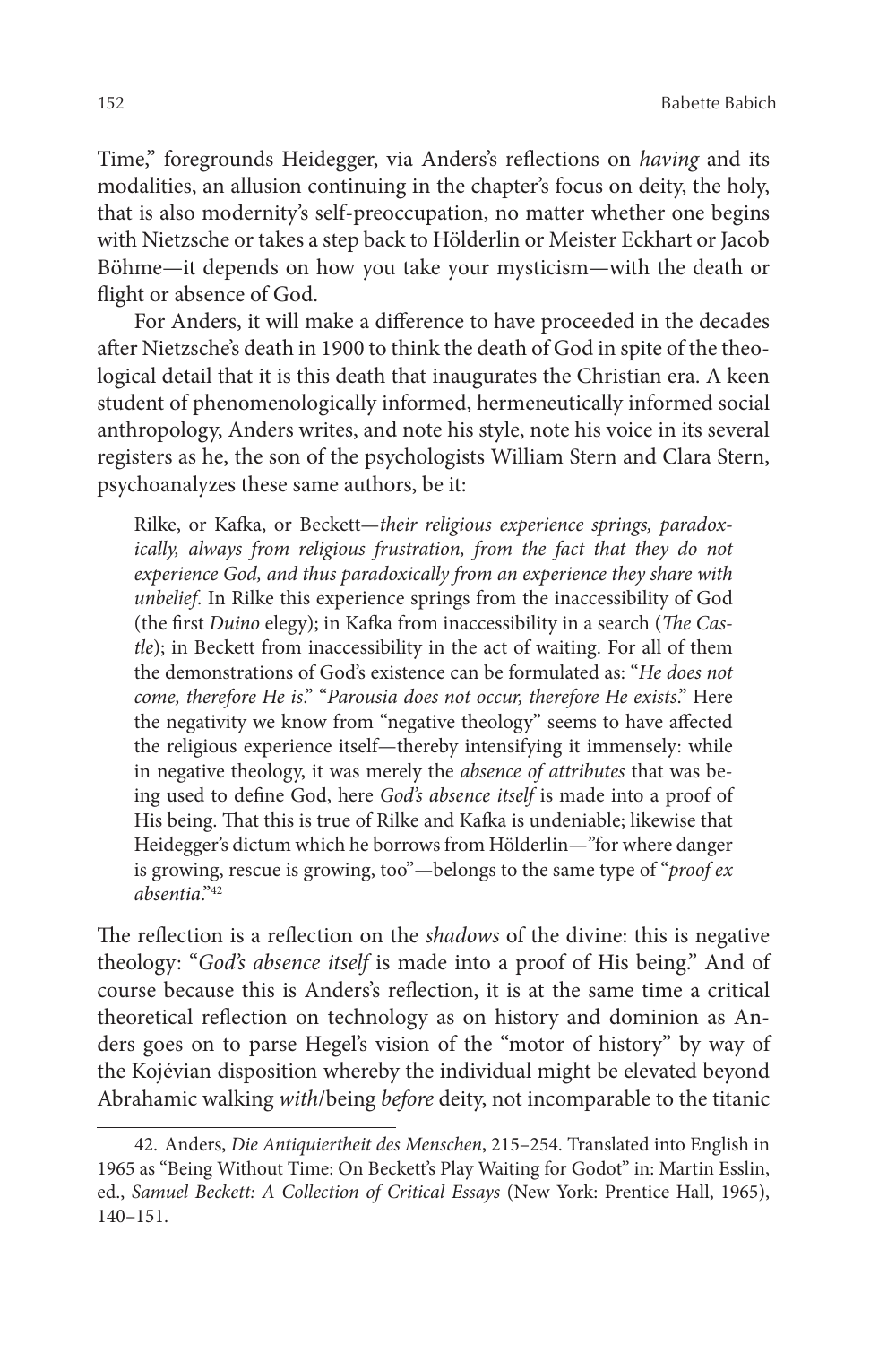Time," foregrounds Heidegger, via Anders's reflections on *having* and its modalities, an allusion continuing in the chapter's focus on deity, the holy, that is also modernity's self-preoccupation, no matter whether one begins with Nietzsche or takes a step back to Hölderlin or Meister Eckhart or Jacob Böhme—it depends on how you take your mysticism—with the death or flight or absence of God.

For Anders, it will make a difference to have proceeded in the decades after Nietzsche's death in 1900 to think the death of God in spite of the theological detail that it is this death that inaugurates the Christian era. A keen student of phenomenologically informed, hermeneutically informed social anthropology, Anders writes, and note his style, note his voice in its several registers as he, the son of the psychologists William Stern and Clara Stern, psychoanalyzes these same authors, be it:

> Rilke, or Kafka, or Beckett—*their religious experience springs, paradoxically, always from religious frustration, from the fact that they do not experience God, and thus paradoxically from an experience they share with unbelief*. In Rilke this experience springs from the inaccessibility of God (the first *Duino* elegy); in Kafka from inaccessibility in a search (*The Castle*); in Beckett from inaccessibility in the act of waiting. For all of them the demonstrations of God's existence can be formulated as: "*He does not come, therefore He is*." "*Parousia does not occur, therefore He exists*." Here the negativity we know from "negative theology" seems to have affected the religious experience itself—thereby intensifying it immensely: while in negative theology, it was merely the *absence of attributes* that was being used to define God, here *God's absence itself* is made into a proof of His being. That this is true of Rilke and Kafka is undeniable; likewise that Heidegger's dictum which he borrows from Hölderlin—"for where danger is growing, rescue is growing, too"—belongs to the same type of "*proof ex absentia*."[42]

The reflection is a reflection on the *shadows* of the divine: this is negative theology: "*God's absence itself* is made into a proof of His being." And of course because this is Anders's reflection, it is at the same time a critical theoretical reflection on technology as on history and dominion as Anders goes on to parse Hegel's vision of the "motor of history" by way of the Kojévian disposition whereby the individual might be elevated beyond Abrahamic walking *with*/being *before* deity, not incomparable to the titanic

---

42. Anders, *Die Antiquiertheit des Menschen*, 215–254. Translated into English in 1965 as "Being Without Time: On Beckett's Play Waiting for Godot" in: Martin Esslin, ed., *Samuel Beckett: A Collection of Critical Essays* (New York: Prentice Hall, 1965), 140–151.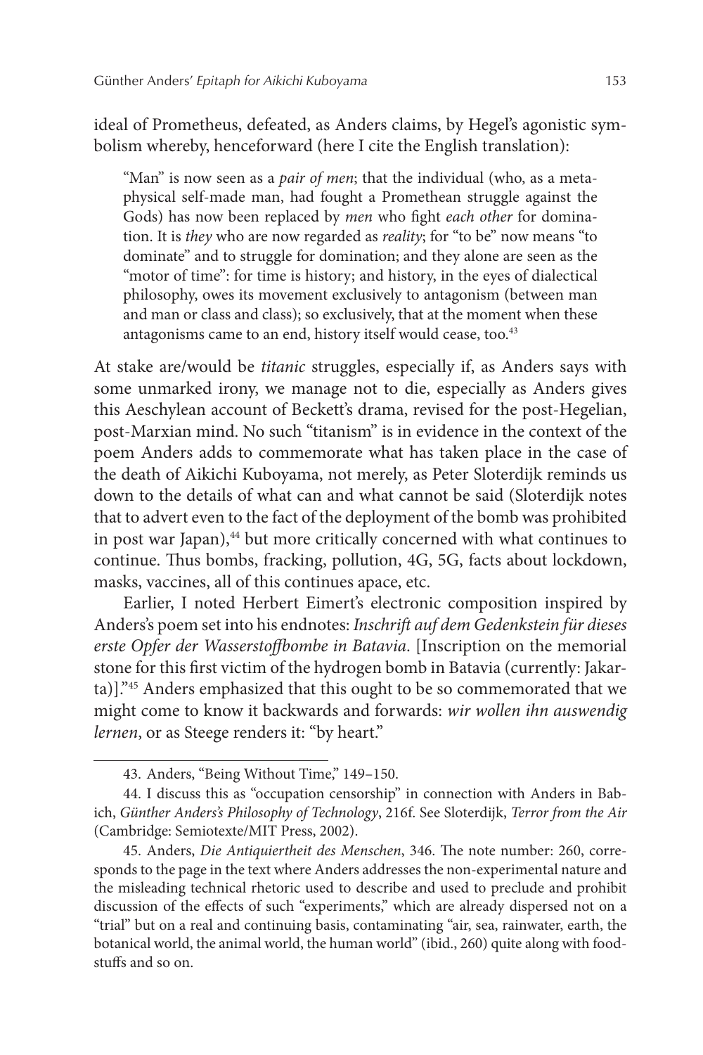ideal of Prometheus, defeated, as Anders claims, by Hegel's agonistic symbolism whereby, henceforward (here I cite the English translation):

> "Man" is now seen as a *pair of men*; that the individual (who, as a metaphysical self-made man, had fought a Promethean struggle against the Gods) has now been replaced by *men* who fight *each other* for domination. It is *they* who are now regarded as *reality*; for "to be" now means "to dominate" and to struggle for domination; and they alone are seen as the "motor of time": for time is history; and history, in the eyes of dialectical philosophy, owes its movement exclusively to antagonism (between man and man or class and class); so exclusively, that at the moment when these antagonisms came to an end, history itself would cease, too.[43]

At stake are/would be *titanic* struggles, especially if, as Anders says with some unmarked irony, we manage not to die, especially as Anders gives this Aeschylean account of Beckett's drama, revised for the post-Hegelian, post-Marxian mind. No such "titanism" is in evidence in the context of the poem Anders adds to commemorate what has taken place in the case of the death of Aikichi Kuboyama, not merely, as Peter Sloterdijk reminds us down to the details of what can and what cannot be said (Sloterdijk notes that to advert even to the fact of the deployment of the bomb was prohibited in post war Japan),[44] but more critically concerned with what continues to continue. Thus bombs, fracking, pollution, 4G, 5G, facts about lockdown, masks, vaccines, all of this continues apace, etc.

Earlier, I noted Herbert Eimert's electronic composition inspired by Anders's poem set into his endnotes: *Inschrift auf dem Gedenkstein für dieses erste Opfer der Wasserstoffbombe in Batavia*. [Inscription on the memorial stone for this first victim of the hydrogen bomb in Batavia (currently: Jakarta)]."[45] Anders emphasized that this ought to be so commemorated that we might come to know it backwards and forwards: *wir wollen ihn auswendig lernen*, or as Steege renders it: "by heart."

---

43. Anders, "Being Without Time," 149–150.

44. I discuss this as "occupation censorship" in connection with Anders in Babich, *Günther Anders's Philosophy of Technology*, 216f. See Sloterdijk, *Terror from the Air* (Cambridge: Semiotexte/MIT Press, 2002).

45. Anders, *Die Antiquiertheit des Menschen*, 346. The note number: 260, corresponds to the page in the text where Anders addresses the non-experimental nature and the misleading technical rhetoric used to describe and used to preclude and prohibit discussion of the effects of such "experiments," which are already dispersed not on a "trial" but on a real and continuing basis, contaminating "air, sea, rainwater, earth, the botanical world, the animal world, the human world" (ibid., 260) quite along with foodstuffs and so on.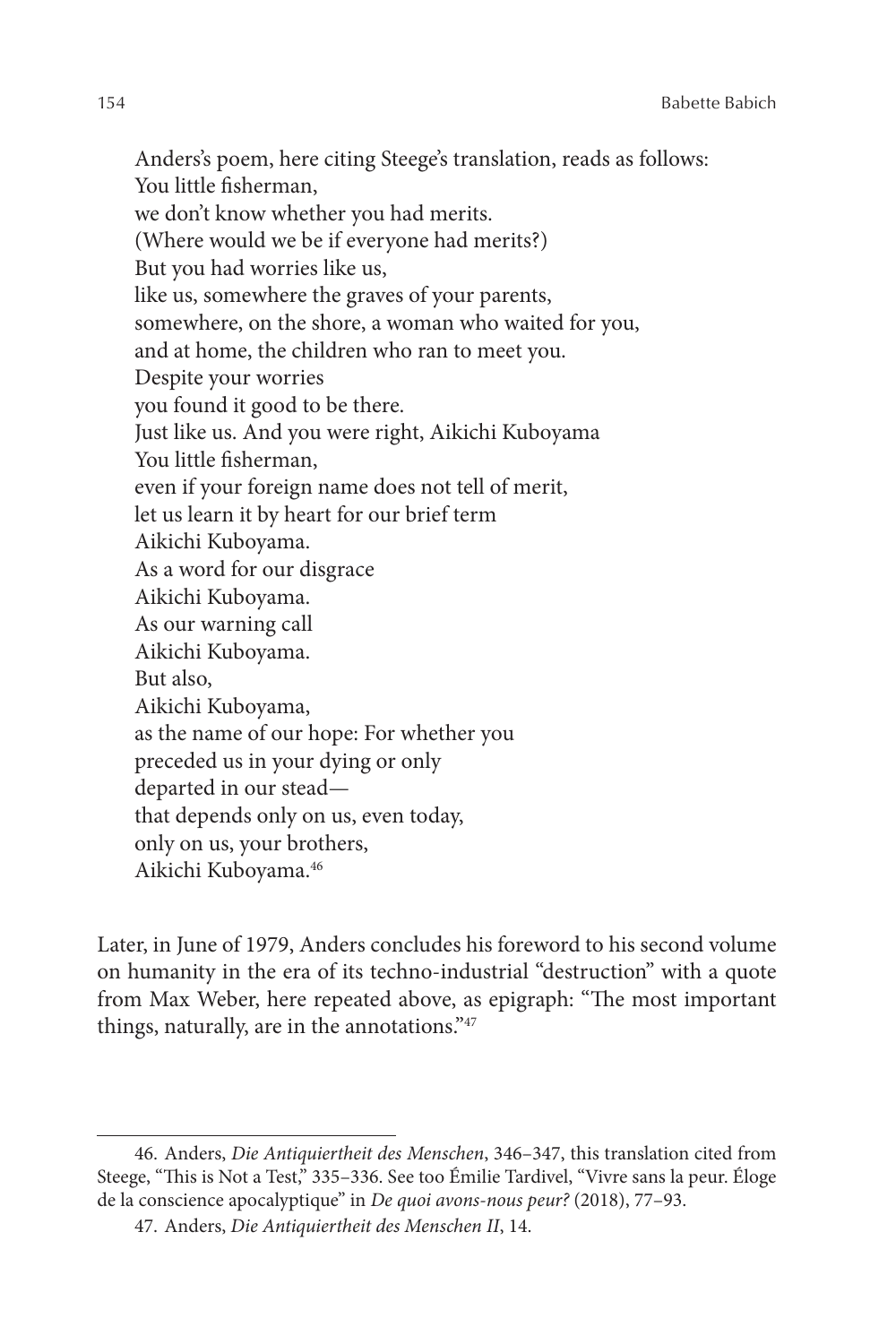Anders's poem, here citing Steege's translation, reads as follows:

You little fisherman,  
we don't know whether you had merits.  
(Where would we be if everyone had merits?)  
But you had worries like us,  
like us, somewhere the graves of your parents,  
somewhere, on the shore, a woman who waited for you,  
and at home, the children who ran to meet you.  
Despite your worries  
you found it good to be there.  
Just like us. And you were right, Aikichi Kuboyama  
You little fisherman,  
even if your foreign name does not tell of merit,  
let us learn it by heart for our brief term  
Aikichi Kuboyama.  
As a word for our disgrace  
Aikichi Kuboyama.  
As our warning call  
Aikichi Kuboyama.  
But also,  
Aikichi Kuboyama,  
as the name of our hope: For whether you  
preceded us in your dying or only  
departed in our stead—  
that depends only on us, even today,  
only on us, your brothers,  
Aikichi Kuboyama.[46]

Later, in June of 1979, Anders concludes his foreword to his second volume on humanity in the era of its techno-industrial "destruction" with a quote from Max Weber, here repeated above, as epigraph: "The most important things, naturally, are in the annotations."[47]

---

46. Anders, *Die Antiquiertheit des Menschen*, 346–347, this translation cited from Steege, "This is Not a Test," 335–336. See too Émilie Tardivel, "Vivre sans la peur. Éloge de la conscience apocalyptique" in *De quoi avons-nous peur?* (2018), 77–93.

47. Anders, *Die Antiquiertheit des Menschen II*, 14.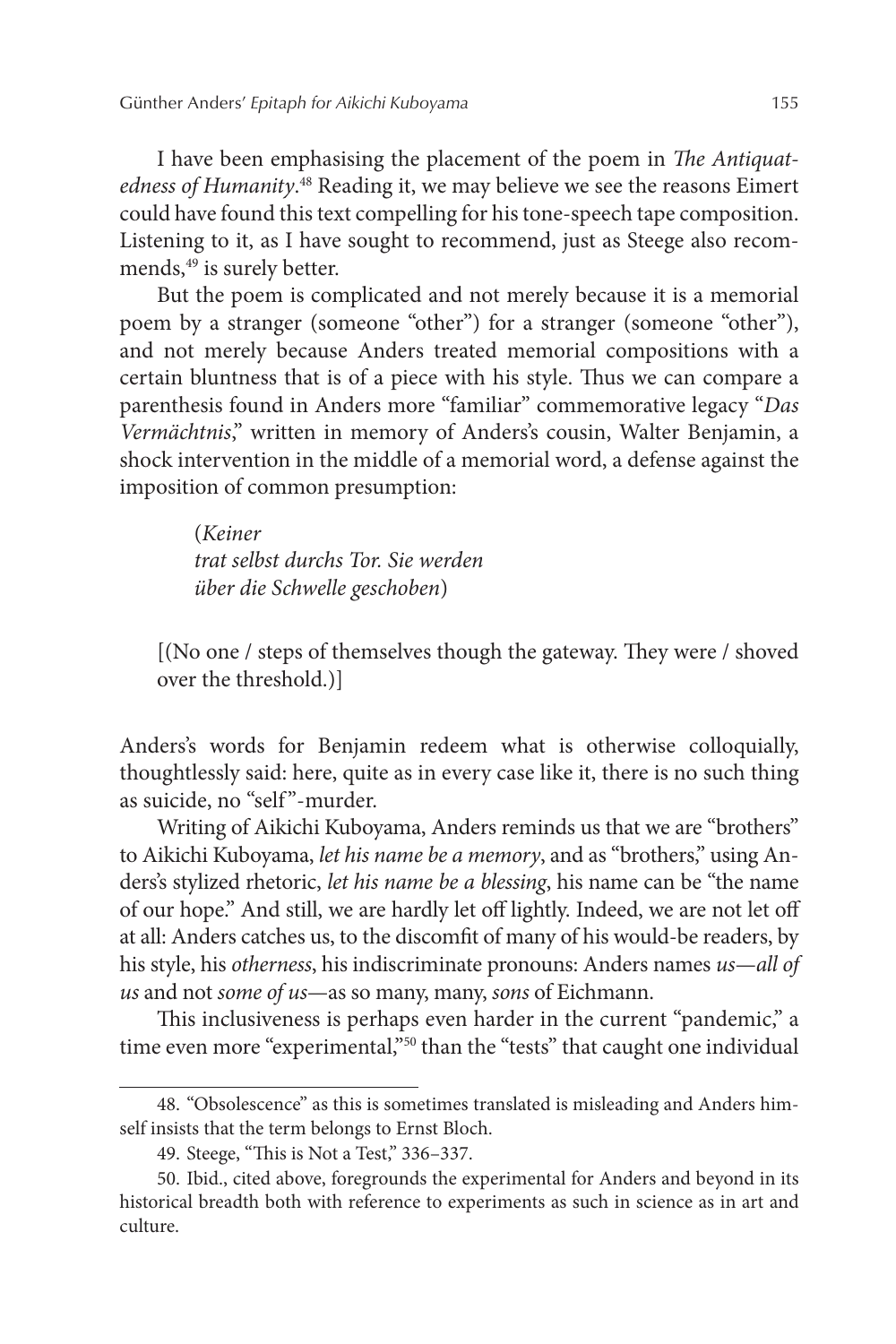I have been emphasising the placement of the poem in *The Antiquatedness of Humanity*.[48] Reading it, we may believe we see the reasons Eimert could have found this text compelling for his tone-speech tape composition. Listening to it, as I have sought to recommend, just as Steege also recommends,[49] is surely better.

But the poem is complicated and not merely because it is a memorial poem by a stranger (someone "other") for a stranger (someone "other"), and not merely because Anders treated memorial compositions with a certain bluntness that is of a piece with his style. Thus we can compare a parenthesis found in Anders more "familiar" commemorative legacy "*Das Vermächtnis*," written in memory of Anders's cousin, Walter Benjamin, a shock intervention in the middle of a memorial word, a defense against the imposition of common presumption:

> (*Keiner*
> *trat selbst durchs Tor. Sie werden*
> *über die Schwelle geschoben*)

> [(No one / steps of themselves though the gateway. They were / shoved over the threshold.)]

Anders's words for Benjamin redeem what is otherwise colloquially, thoughtlessly said: here, quite as in every case like it, there is no such thing as suicide, no "self"-murder.

Writing of Aikichi Kuboyama, Anders reminds us that we are "brothers" to Aikichi Kuboyama, *let his name be a memory*, and as "brothers," using Anders's stylized rhetoric, *let his name be a blessing*, his name can be "the name of our hope." And still, we are hardly let off lightly. Indeed, we are not let off at all: Anders catches us, to the discomfit of many of his would-be readers, by his style, his *otherness*, his indiscriminate pronouns: Anders names *us—all of us* and not *some of us*—as so many, many, *sons* of Eichmann.

This inclusiveness is perhaps even harder in the current "pandemic," a time even more "experimental,"[50] than the "tests" that caught one individual

---

48. "Obsolescence" as this is sometimes translated is misleading and Anders himself insists that the term belongs to Ernst Bloch.

49. Steege, "This is Not a Test," 336–337.

50. Ibid., cited above, foregrounds the experimental for Anders and beyond in its historical breadth both with reference to experiments as such in science as in art and culture.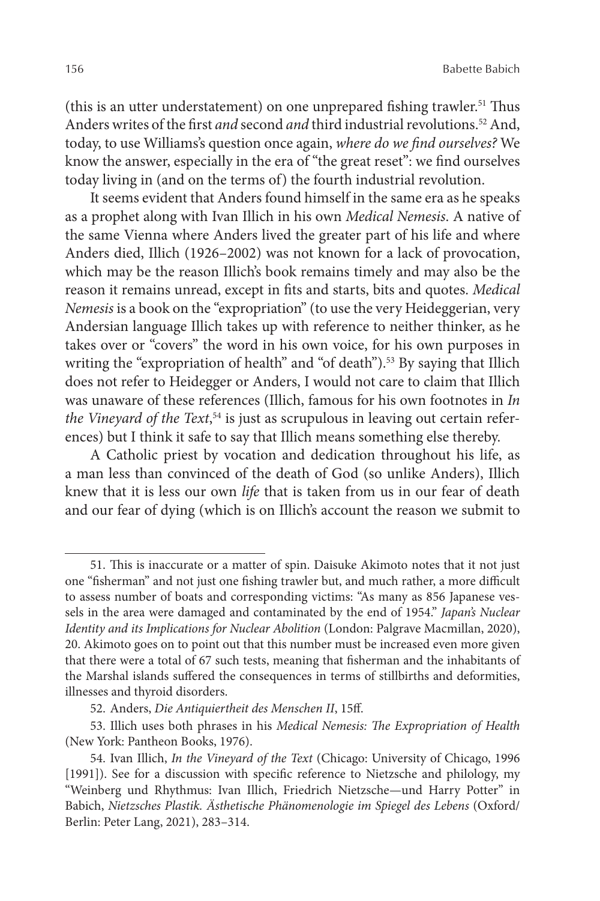(this is an utter understatement) on one unprepared fishing trawler.[51] Thus Anders writes of the first *and* second *and* third industrial revolutions.[52] And, today, to use Williams's question once again, *where do we find ourselves?* We know the answer, especially in the era of "the great reset": we find ourselves today living in (and on the terms of) the fourth industrial revolution.

It seems evident that Anders found himself in the same era as he speaks as a prophet along with Ivan Illich in his own *Medical Nemesis*. A native of the same Vienna where Anders lived the greater part of his life and where Anders died, Illich (1926–2002) was not known for a lack of provocation, which may be the reason Illich's book remains timely and may also be the reason it remains unread, except in fits and starts, bits and quotes. *Medical Nemesis* is a book on the "expropriation" (to use the very Heideggerian, very Andersian language Illich takes up with reference to neither thinker, as he takes over or "covers" the word in his own voice, for his own purposes in writing the "expropriation of health" and "of death").[53] By saying that Illich does not refer to Heidegger or Anders, I would not care to claim that Illich was unaware of these references (Illich, famous for his own footnotes in *In the Vineyard of the Text*,[54] is just as scrupulous in leaving out certain references) but I think it safe to say that Illich means something else thereby.

A Catholic priest by vocation and dedication throughout his life, as a man less than convinced of the death of God (so unlike Anders), Illich knew that it is less our own *life* that is taken from us in our fear of death and our fear of dying (which is on Illich's account the reason we submit to

---

51. This is inaccurate or a matter of spin. Daisuke Akimoto notes that it not just one "fisherman" and not just one fishing trawler but, and much rather, a more difficult to assess number of boats and corresponding victims: "As many as 856 Japanese vessels in the area were damaged and contaminated by the end of 1954." *Japan's Nuclear Identity and its Implications for Nuclear Abolition* (London: Palgrave Macmillan, 2020), 20. Akimoto goes on to point out that this number must be increased even more given that there were a total of 67 such tests, meaning that fisherman and the inhabitants of the Marshal islands suffered the consequences in terms of stillbirths and deformities, illnesses and thyroid disorders.

52. Anders, *Die Antiquiertheit des Menschen II*, 15ff.

53. Illich uses both phrases in his *Medical Nemesis: The Expropriation of Health* (New York: Pantheon Books, 1976).

54. Ivan Illich, *In the Vineyard of the Text* (Chicago: University of Chicago, 1996 [1991]). See for a discussion with specific reference to Nietzsche and philology, my "Weinberg und Rhythmus: Ivan Illich, Friedrich Nietzsche—und Harry Potter" in Babich, *Nietzsches Plastik. Ästhetische Phänomenologie im Spiegel des Lebens* (Oxford/Berlin: Peter Lang, 2021), 283–314.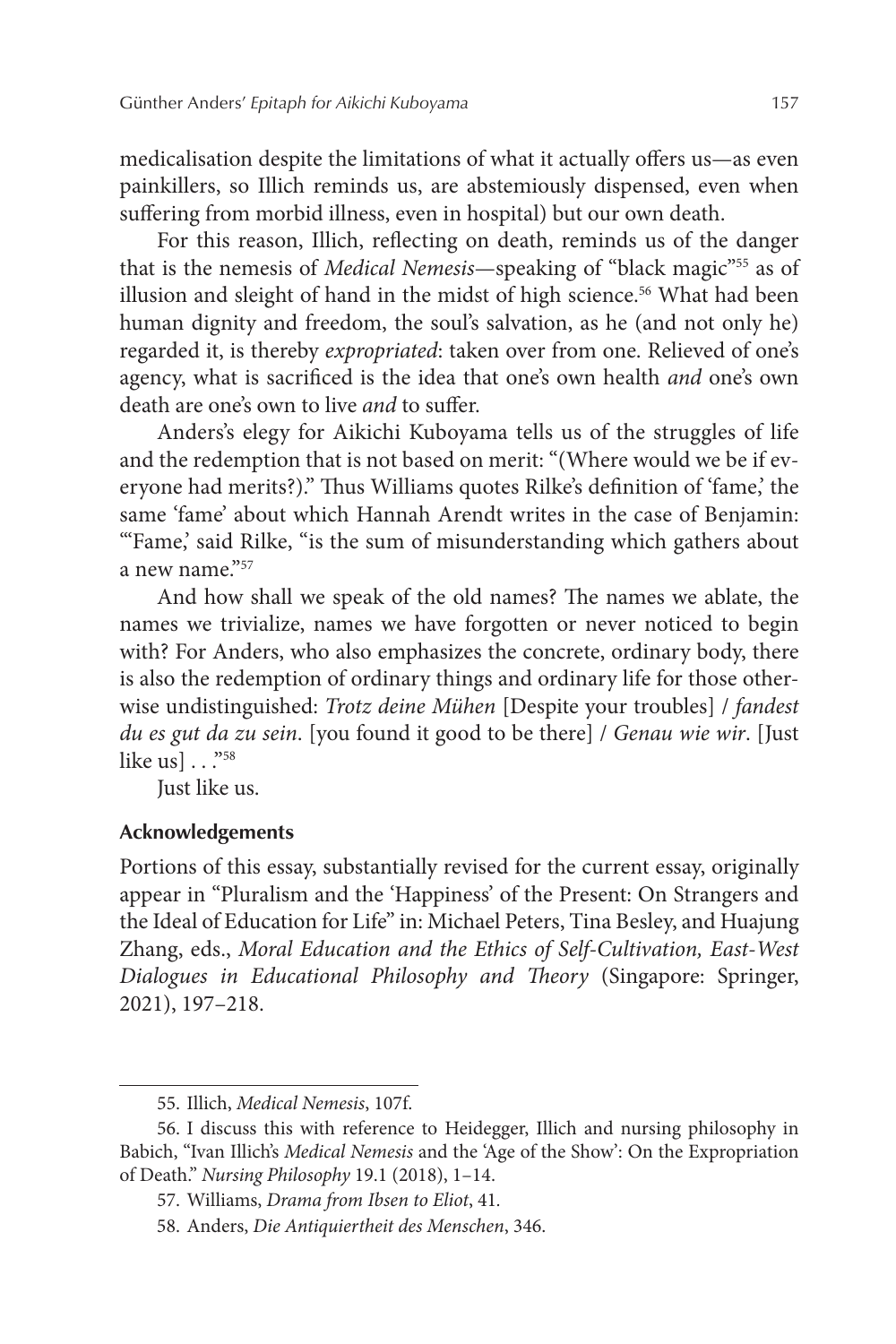medicalisation despite the limitations of what it actually offers us—as even painkillers, so Illich reminds us, are abstemiously dispensed, even when suffering from morbid illness, even in hospital) but our own death.

For this reason, Illich, reflecting on death, reminds us of the danger that is the nemesis of *Medical Nemesis*—speaking of "black magic"[55] as of illusion and sleight of hand in the midst of high science.[56] What had been human dignity and freedom, the soul's salvation, as he (and not only he) regarded it, is thereby *expropriated*: taken over from one. Relieved of one's agency, what is sacrificed is the idea that one's own health *and* one's own death are one's own to live *and* to suffer.

Anders's elegy for Aikichi Kuboyama tells us of the struggles of life and the redemption that is not based on merit: "(Where would we be if everyone had merits?)." Thus Williams quotes Rilke's definition of 'fame,' the same 'fame' about which Hannah Arendt writes in the case of Benjamin: "'Fame,' said Rilke, "is the sum of misunderstanding which gathers about a new name."[57]

And how shall we speak of the old names? The names we ablate, the names we trivialize, names we have forgotten or never noticed to begin with? For Anders, who also emphasizes the concrete, ordinary body, there is also the redemption of ordinary things and ordinary life for those otherwise undistinguished: *Trotz deine Mühen* [Despite your troubles] / *fandest du es gut da zu sein*. [you found it good to be there] / *Genau wie wir*. [Just like us] . . ."[58]

Just like us.

### Acknowledgements

Portions of this essay, substantially revised for the current essay, originally appear in "Pluralism and the 'Happiness' of the Present: On Strangers and the Ideal of Education for Life" in: Michael Peters, Tina Besley, and Huajung Zhang, eds., *Moral Education and the Ethics of Self-Cultivation, East-West Dialogues in Educational Philosophy and Theory* (Singapore: Springer, 2021), 197–218.

---

55. Illich, *Medical Nemesis*, 107f.

56. I discuss this with reference to Heidegger, Illich and nursing philosophy in Babich, "Ivan Illich's *Medical Nemesis* and the 'Age of the Show': On the Expropriation of Death." *Nursing Philosophy* 19.1 (2018), 1–14.

57. Williams, *Drama from Ibsen to Eliot*, 41.

58. Anders, *Die Antiquiertheit des Menschen*, 346.